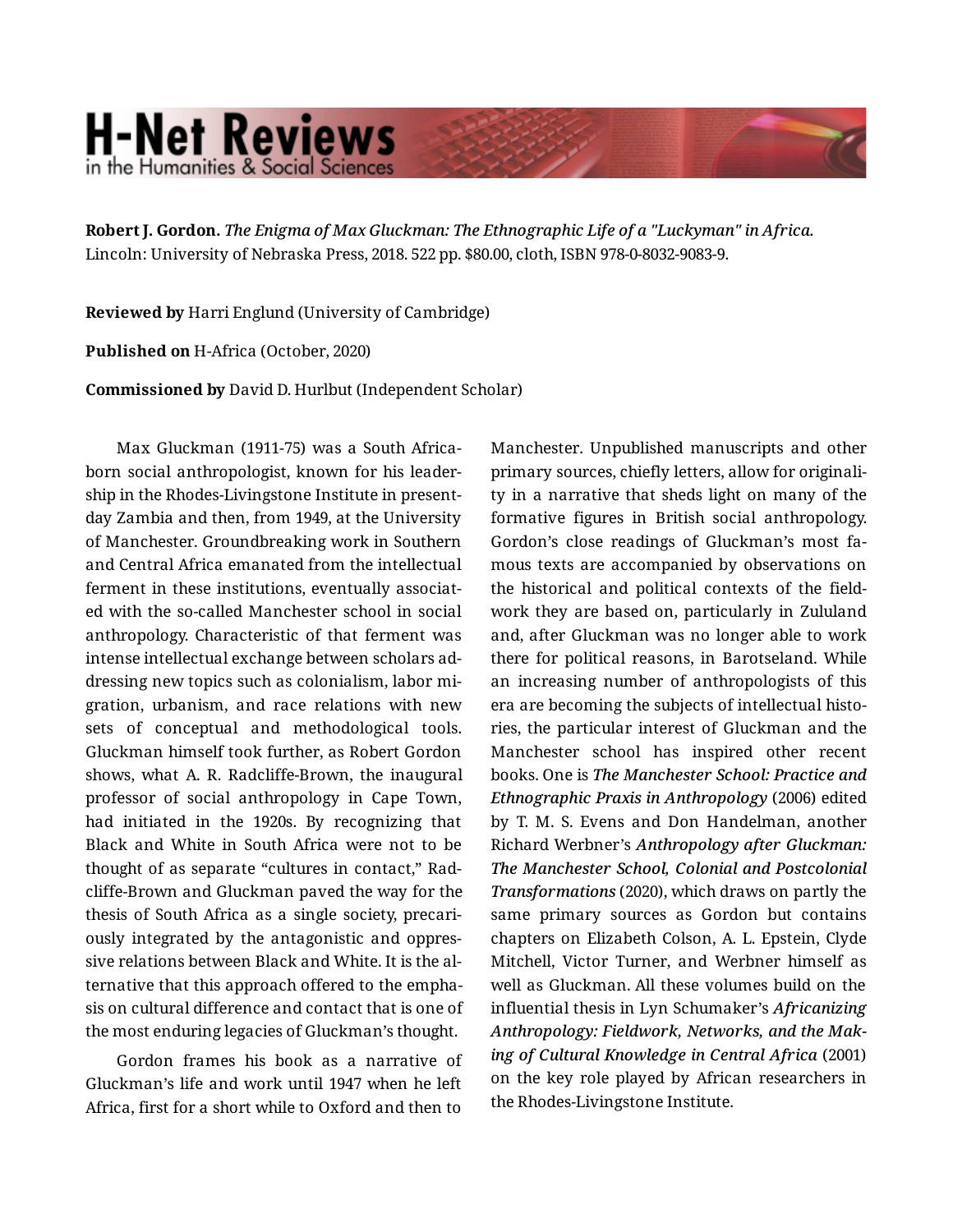**Robert J. Gordon.** *The Enigma of Max Gluckman: The Ethnographic Life of a "Luckyman" in Africa.* Lincoln: University of Nebraska Press, 2018. 522 pp. $80.00, cloth, ISBN 978-0-8032-9083-9.

**Reviewed by** Harri Englund (University of Cambridge)

**Published on** H-Africa (October, 2020)

**Commissioned by** David D. Hurlbut (Independent Scholar)

Max Gluckman (1911-75) was a South Africa-born social anthropologist, known for his leadership in the Rhodes-Livingstone Institute in present-day Zambia and then, from 1949, at the University of Manchester. Groundbreaking work in Southern and Central Africa emanated from the intellectual ferment in these institutions, eventually associated with the so-called Manchester school in social anthropology. Characteristic of that ferment was intense intellectual exchange between scholars addressing new topics such as colonialism, labor migration, urbanism, and race relations with new sets of conceptual and methodological tools. Gluckman himself took further, as Robert Gordon shows, what A. R. Radcliffe-Brown, the inaugural professor of social anthropology in Cape Town, had initiated in the 1920s. By recognizing that Black and White in South Africa were not to be thought of as separate "cultures in contact," Radcliffe-Brown and Gluckman paved the way for the thesis of South Africa as a single society, precariously integrated by the antagonistic and oppressive relations between Black and White. It is the alternative that this approach offered to the emphasis on cultural difference and contact that is one of the most enduring legacies of Gluckman's thought.

Gordon frames his book as a narrative of Gluckman's life and work until 1947 when he left Africa, first for a short while to Oxford and then to Manchester. Unpublished manuscripts and other primary sources, chiefly letters, allow for originality in a narrative that sheds light on many of the formative figures in British social anthropology. Gordon's close readings of Gluckman's most famous texts are accompanied by observations on the historical and political contexts of the fieldwork they are based on, particularly in Zululand and, after Gluckman was no longer able to work there for political reasons, in Barotseland. While an increasing number of anthropologists of this era are becoming the subjects of intellectual histories, the particular interest of Gluckman and the Manchester school has inspired other recent books. One is ***The Manchester School: Practice and Ethnographic Praxis in Anthropology*** (2006) edited by T. M. S. Evens and Don Handelman, another Richard Werbner's ***Anthropology after Gluckman: The Manchester School, Colonial and Postcolonial Transformations*** (2020), which draws on partly the same primary sources as Gordon but contains chapters on Elizabeth Colson, A. L. Epstein, Clyde Mitchell, Victor Turner, and Werbner himself as well as Gluckman. All these volumes build on the influential thesis in Lyn Schumaker's ***Africanizing Anthropology: Fieldwork, Networks, and the Making of Cultural Knowledge in Central Africa*** (2001) on the key role played by African researchers in the Rhodes-Livingstone Institute.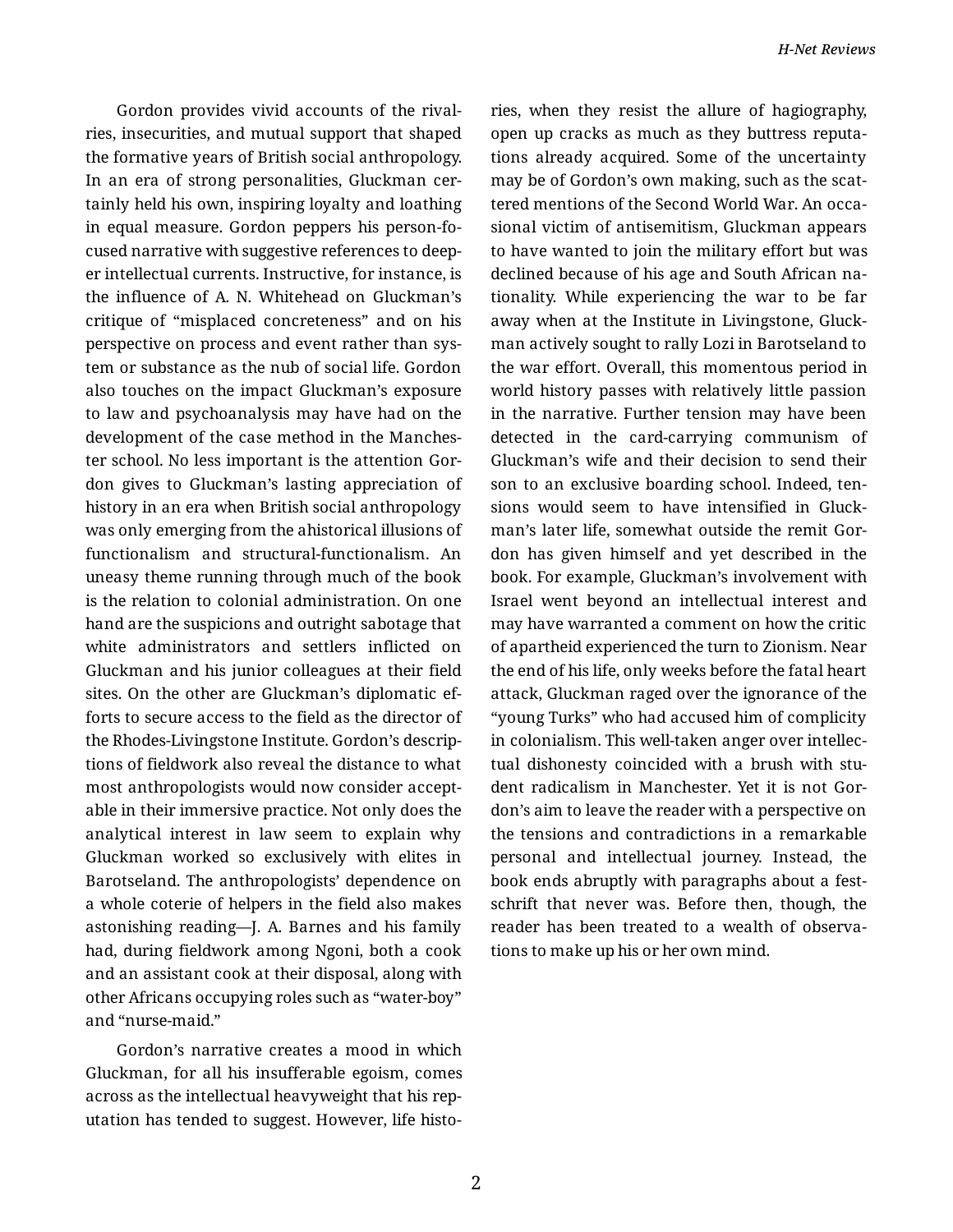Gordon provides vivid accounts of the rivalries, insecurities, and mutual support that shaped the formative years of British social anthropology. In an era of strong personalities, Gluckman certainly held his own, inspiring loyalty and loathing in equal measure. Gordon peppers his person-focused narrative with suggestive references to deeper intellectual currents. Instructive, for instance, is the influence of A. N. Whitehead on Gluckman's critique of "misplaced concreteness" and on his perspective on process and event rather than system or substance as the nub of social life. Gordon also touches on the impact Gluckman's exposure to law and psychoanalysis may have had on the development of the case method in the Manchester school. No less important is the attention Gordon gives to Gluckman's lasting appreciation of history in an era when British social anthropology was only emerging from the ahistorical illusions of functionalism and structural-functionalism. An uneasy theme running through much of the book is the relation to colonial administration. On one hand are the suspicions and outright sabotage that white administrators and settlers inflicted on Gluckman and his junior colleagues at their field sites. On the other are Gluckman's diplomatic efforts to secure access to the field as the director of the Rhodes-Livingstone Institute. Gordon's descriptions of fieldwork also reveal the distance to what most anthropologists would now consider acceptable in their immersive practice. Not only does the analytical interest in law seem to explain why Gluckman worked so exclusively with elites in Barotseland. The anthropologists' dependence on a whole coterie of helpers in the field also makes astonishing reading—J. A. Barnes and his family had, during fieldwork among Ngoni, both a cook and an assistant cook at their disposal, along with other Africans occupying roles such as "water-boy" and "nurse-maid."

Gordon's narrative creates a mood in which Gluckman, for all his insufferable egoism, comes across as the intellectual heavyweight that his reputation has tended to suggest. However, life histories, when they resist the allure of hagiography, open up cracks as much as they buttress reputations already acquired. Some of the uncertainty may be of Gordon's own making, such as the scattered mentions of the Second World War. An occasional victim of antisemitism, Gluckman appears to have wanted to join the military effort but was declined because of his age and South African nationality. While experiencing the war to be far away when at the Institute in Livingstone, Gluckman actively sought to rally Lozi in Barotseland to the war effort. Overall, this momentous period in world history passes with relatively little passion in the narrative. Further tension may have been detected in the card-carrying communism of Gluckman's wife and their decision to send their son to an exclusive boarding school. Indeed, tensions would seem to have intensified in Gluckman's later life, somewhat outside the remit Gordon has given himself and yet described in the book. For example, Gluckman's involvement with Israel went beyond an intellectual interest and may have warranted a comment on how the critic of apartheid experienced the turn to Zionism. Near the end of his life, only weeks before the fatal heart attack, Gluckman raged over the ignorance of the "young Turks" who had accused him of complicity in colonialism. This well-taken anger over intellectual dishonesty coincided with a brush with student radicalism in Manchester. Yet it is not Gordon's aim to leave the reader with a perspective on the tensions and contradictions in a remarkable personal and intellectual journey. Instead, the book ends abruptly with paragraphs about a festschrift that never was. Before then, though, the reader has been treated to a wealth of observations to make up his or her own mind.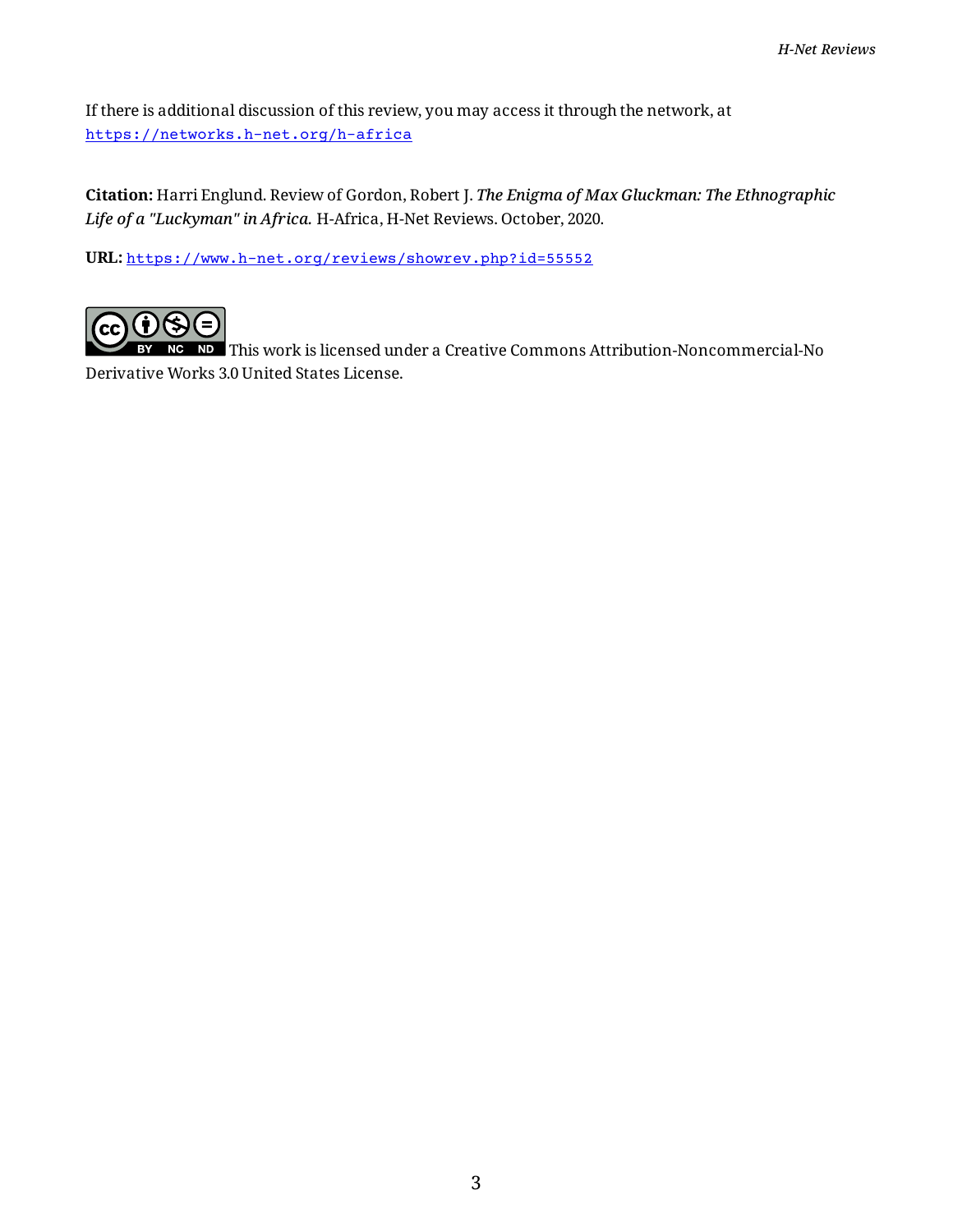If there is additional discussion of this review, you may access it through the network, at https://networks.h-net.org/h-africa

**Citation:** Harri Englund. Review of Gordon, Robert J. ***The Enigma of Max Gluckman: The Ethnographic Life of a "Luckyman" in Africa.*** H-Africa, H-Net Reviews. October, 2020.

**URL:** https://www.h-net.org/reviews/showrev.php?id=55552

This work is licensed under a Creative Commons Attribution-Noncommercial-No Derivative Works 3.0 United States License.